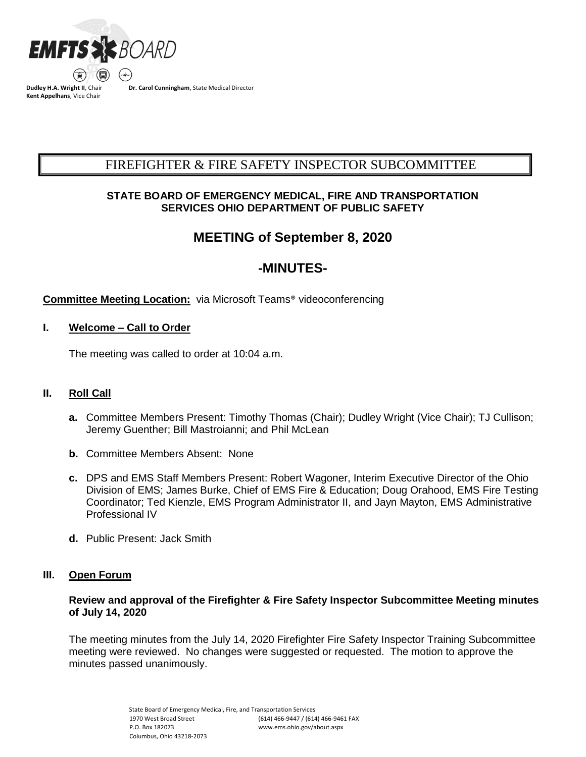**EMFTS BOARD**

**Dudley H.A. Wright II**, Chair
**Kent Appelhans**, Vice Chair

**Dr. Carol Cunningham**, State Medical Director

# FIREFIGHTER & FIRE SAFETY INSPECTOR SUBCOMMITTEE

**STATE BOARD OF EMERGENCY MEDICAL, FIRE AND TRANSPORTATION SERVICES OHIO DEPARTMENT OF PUBLIC SAFETY**

## MEETING of September 8, 2020

## -MINUTES-

**Committee Meeting Location:** via Microsoft Teams® videoconferencing

### I. Welcome – Call to Order

The meeting was called to order at 10:04 a.m.

### II. Roll Call

- **a.** Committee Members Present: Timothy Thomas (Chair); Dudley Wright (Vice Chair); TJ Cullison; Jeremy Guenther; Bill Mastroianni; and Phil McLean
- **b.** Committee Members Absent: None
- **c.** DPS and EMS Staff Members Present: Robert Wagoner, Interim Executive Director of the Ohio Division of EMS; James Burke, Chief of EMS Fire & Education; Doug Orahood, EMS Fire Testing Coordinator; Ted Kienzle, EMS Program Administrator II, and Jayn Mayton, EMS Administrative Professional IV
- **d.** Public Present: Jack Smith

### III. Open Forum

**Review and approval of the Firefighter & Fire Safety Inspector Subcommittee Meeting minutes of July 14, 2020**

The meeting minutes from the July 14, 2020 Firefighter Fire Safety Inspector Training Subcommittee meeting were reviewed. No changes were suggested or requested. The motion to approve the minutes passed unanimously.

State Board of Emergency Medical, Fire, and Transportation Services
1970 West Broad Street
P.O. Box 182073
Columbus, Ohio 43218-2073
(614) 466-9447 / (614) 466-9461 FAX
www.ems.ohio.gov/about.aspx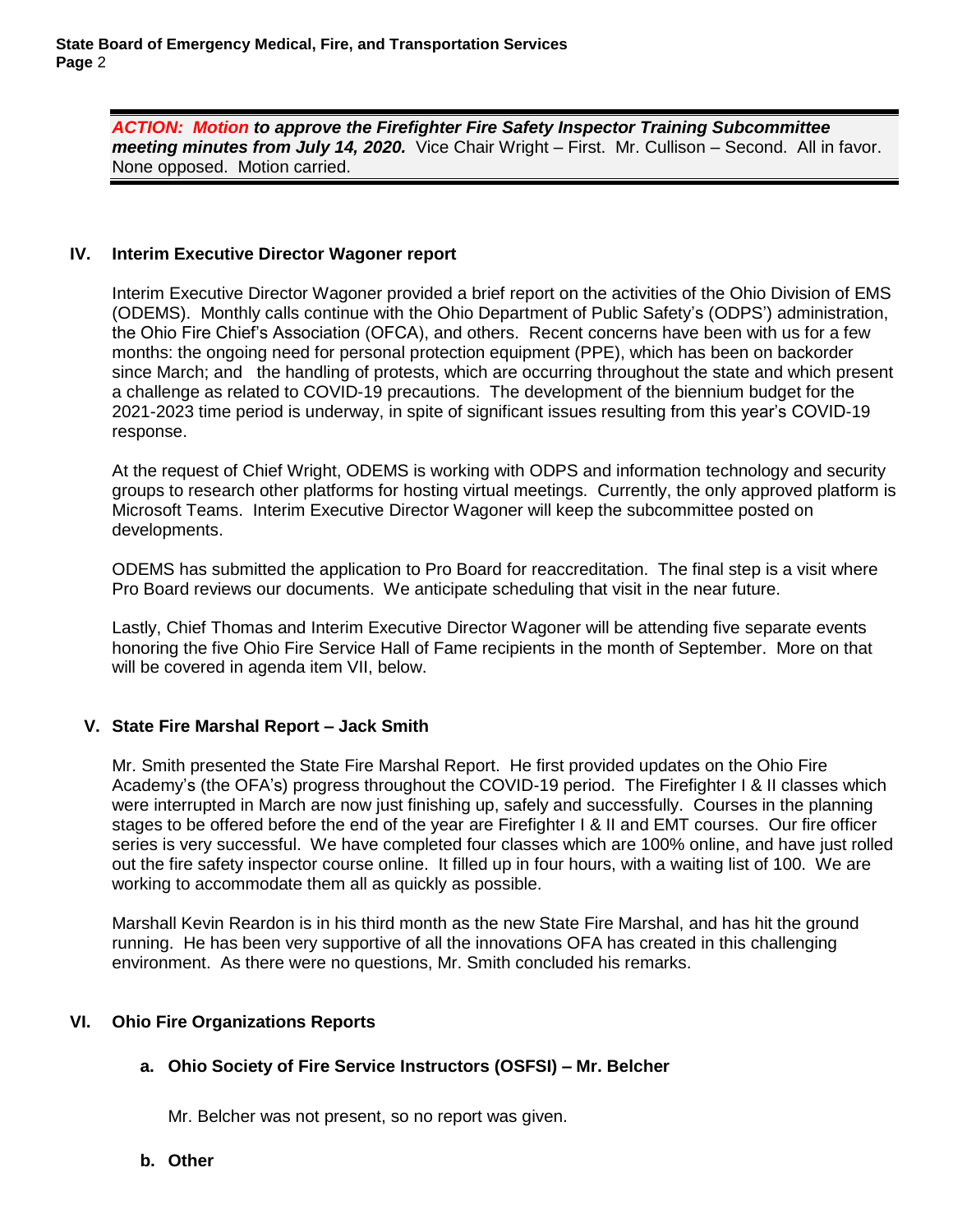***ACTION: Motion to approve the Firefighter Fire Safety Inspector Training Subcommittee meeting minutes from July 14, 2020.*** Vice Chair Wright – First. Mr. Cullison – Second. All in favor. None opposed. Motion carried.

## IV. Interim Executive Director Wagoner report

Interim Executive Director Wagoner provided a brief report on the activities of the Ohio Division of EMS (ODEMS). Monthly calls continue with the Ohio Department of Public Safety's (ODPS') administration, the Ohio Fire Chief's Association (OFCA), and others. Recent concerns have been with us for a few months: the ongoing need for personal protection equipment (PPE), which has been on backorder since March; and the handling of protests, which are occurring throughout the state and which present a challenge as related to COVID-19 precautions. The development of the biennium budget for the 2021-2023 time period is underway, in spite of significant issues resulting from this year's COVID-19 response.

At the request of Chief Wright, ODEMS is working with ODPS and information technology and security groups to research other platforms for hosting virtual meetings. Currently, the only approved platform is Microsoft Teams. Interim Executive Director Wagoner will keep the subcommittee posted on developments.

ODEMS has submitted the application to Pro Board for reaccreditation. The final step is a visit where Pro Board reviews our documents. We anticipate scheduling that visit in the near future.

Lastly, Chief Thomas and Interim Executive Director Wagoner will be attending five separate events honoring the five Ohio Fire Service Hall of Fame recipients in the month of September. More on that will be covered in agenda item VII, below.

## V. State Fire Marshal Report – Jack Smith

Mr. Smith presented the State Fire Marshal Report. He first provided updates on the Ohio Fire Academy's (the OFA's) progress throughout the COVID-19 period. The Firefighter I & II classes which were interrupted in March are now just finishing up, safely and successfully. Courses in the planning stages to be offered before the end of the year are Firefighter I & II and EMT courses. Our fire officer series is very successful. We have completed four classes which are 100% online, and have just rolled out the fire safety inspector course online. It filled up in four hours, with a waiting list of 100. We are working to accommodate them all as quickly as possible.

Marshall Kevin Reardon is in his third month as the new State Fire Marshal, and has hit the ground running. He has been very supportive of all the innovations OFA has created in this challenging environment. As there were no questions, Mr. Smith concluded his remarks.

## VI. Ohio Fire Organizations Reports

### a. Ohio Society of Fire Service Instructors (OSFSI) – Mr. Belcher

Mr. Belcher was not present, so no report was given.

### b. Other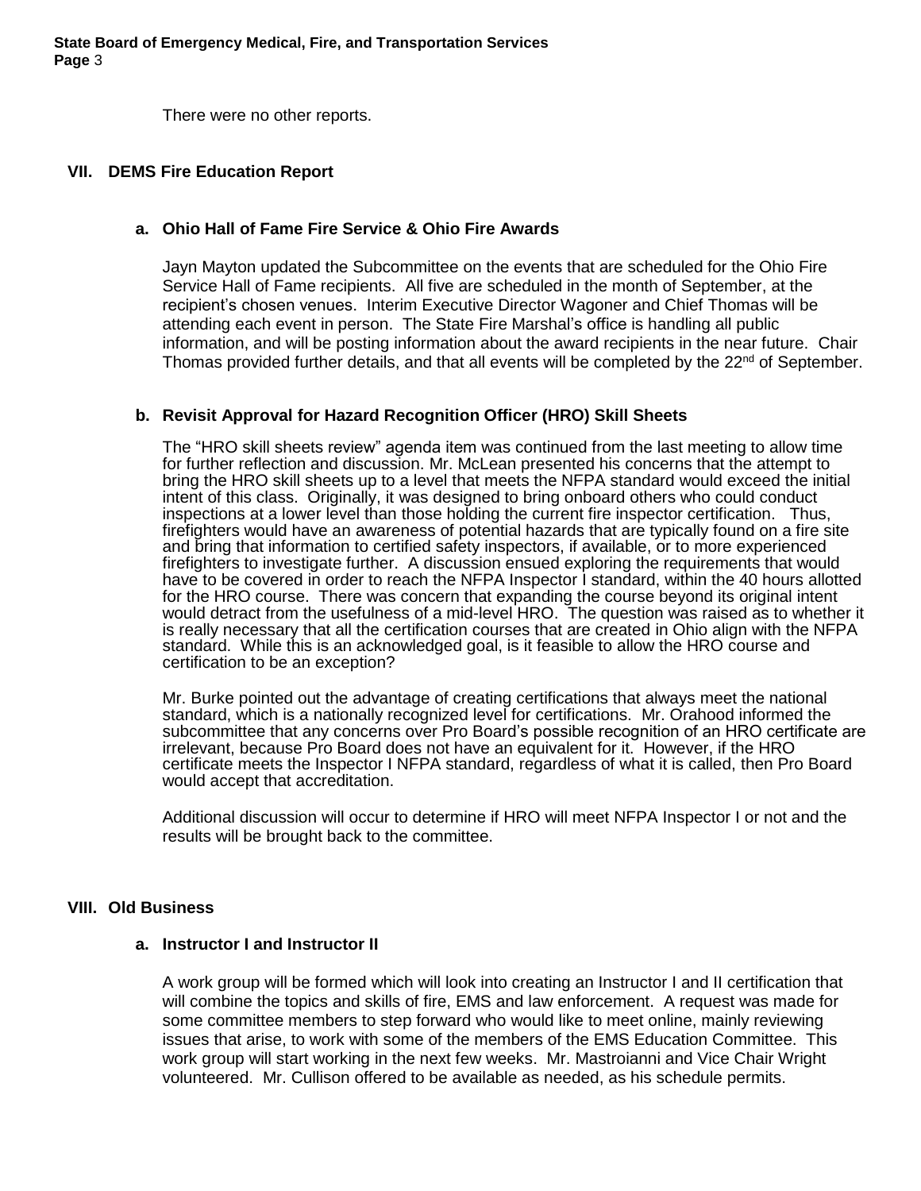There were no other reports.

## VII. DEMS Fire Education Report

### a. Ohio Hall of Fame Fire Service & Ohio Fire Awards

Jayn Mayton updated the Subcommittee on the events that are scheduled for the Ohio Fire Service Hall of Fame recipients. All five are scheduled in the month of September, at the recipient's chosen venues. Interim Executive Director Wagoner and Chief Thomas will be attending each event in person. The State Fire Marshal's office is handling all public information, and will be posting information about the award recipients in the near future. Chair Thomas provided further details, and that all events will be completed by the 22nd of September.

### b. Revisit Approval for Hazard Recognition Officer (HRO) Skill Sheets

The "HRO skill sheets review" agenda item was continued from the last meeting to allow time for further reflection and discussion. Mr. McLean presented his concerns that the attempt to bring the HRO skill sheets up to a level that meets the NFPA standard would exceed the initial intent of this class. Originally, it was designed to bring onboard others who could conduct inspections at a lower level than those holding the current fire inspector certification. Thus, firefighters would have an awareness of potential hazards that are typically found on a fire site and bring that information to certified safety inspectors, if available, or to more experienced firefighters to investigate further. A discussion ensued exploring the requirements that would have to be covered in order to reach the NFPA Inspector I standard, within the 40 hours allotted for the HRO course. There was concern that expanding the course beyond its original intent would detract from the usefulness of a mid-level HRO. The question was raised as to whether it is really necessary that all the certification courses that are created in Ohio align with the NFPA standard. While this is an acknowledged goal, is it feasible to allow the HRO course and certification to be an exception?

Mr. Burke pointed out the advantage of creating certifications that always meet the national standard, which is a nationally recognized level for certifications. Mr. Orahood informed the subcommittee that any concerns over Pro Board's possible recognition of an HRO certificate are irrelevant, because Pro Board does not have an equivalent for it. However, if the HRO certificate meets the Inspector I NFPA standard, regardless of what it is called, then Pro Board would accept that accreditation.

Additional discussion will occur to determine if HRO will meet NFPA Inspector I or not and the results will be brought back to the committee.

## VIII. Old Business

### a. Instructor I and Instructor II

A work group will be formed which will look into creating an Instructor I and II certification that will combine the topics and skills of fire, EMS and law enforcement. A request was made for some committee members to step forward who would like to meet online, mainly reviewing issues that arise, to work with some of the members of the EMS Education Committee. This work group will start working in the next few weeks. Mr. Mastroianni and Vice Chair Wright volunteered. Mr. Cullison offered to be available as needed, as his schedule permits.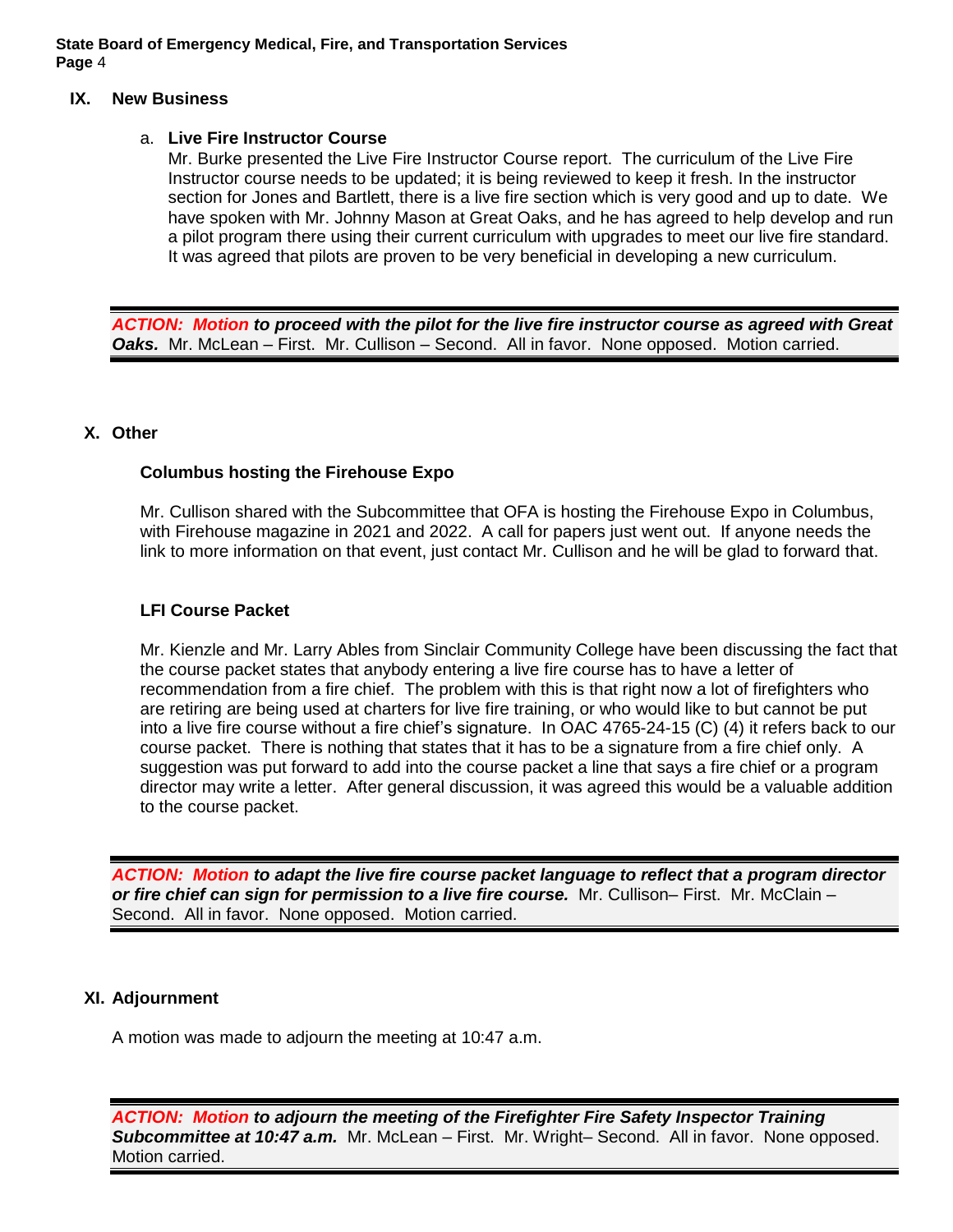## IX. New Business

### a. Live Fire Instructor Course

Mr. Burke presented the Live Fire Instructor Course report. The curriculum of the Live Fire Instructor course needs to be updated; it is being reviewed to keep it fresh. In the instructor section for Jones and Bartlett, there is a live fire section which is very good and up to date. We have spoken with Mr. Johnny Mason at Great Oaks, and he has agreed to help develop and run a pilot program there using their current curriculum with upgrades to meet our live fire standard. It was agreed that pilots are proven to be very beneficial in developing a new curriculum.

***ACTION: Motion to proceed with the pilot for the live fire instructor course as agreed with Great Oaks.*** Mr. McLean – First. Mr. Cullison – Second. All in favor. None opposed. Motion carried.

## X. Other

### Columbus hosting the Firehouse Expo

Mr. Cullison shared with the Subcommittee that OFA is hosting the Firehouse Expo in Columbus, with Firehouse magazine in 2021 and 2022. A call for papers just went out. If anyone needs the link to more information on that event, just contact Mr. Cullison and he will be glad to forward that.

### LFI Course Packet

Mr. Kienzle and Mr. Larry Ables from Sinclair Community College have been discussing the fact that the course packet states that anybody entering a live fire course has to have a letter of recommendation from a fire chief. The problem with this is that right now a lot of firefighters who are retiring are being used at charters for live fire training, or who would like to but cannot be put into a live fire course without a fire chief's signature. In OAC 4765-24-15 (C) (4) it refers back to our course packet. There is nothing that states that it has to be a signature from a fire chief only. A suggestion was put forward to add into the course packet a line that says a fire chief or a program director may write a letter. After general discussion, it was agreed this would be a valuable addition to the course packet.

***ACTION: Motion to adapt the live fire course packet language to reflect that a program director or fire chief can sign for permission to a live fire course.*** Mr. Cullison– First. Mr. McClain – Second. All in favor. None opposed. Motion carried.

## XI. Adjournment

A motion was made to adjourn the meeting at 10:47 a.m.

***ACTION: Motion to adjourn the meeting of the Firefighter Fire Safety Inspector Training Subcommittee at 10:47 a.m.*** Mr. McLean – First. Mr. Wright– Second. All in favor. None opposed. Motion carried.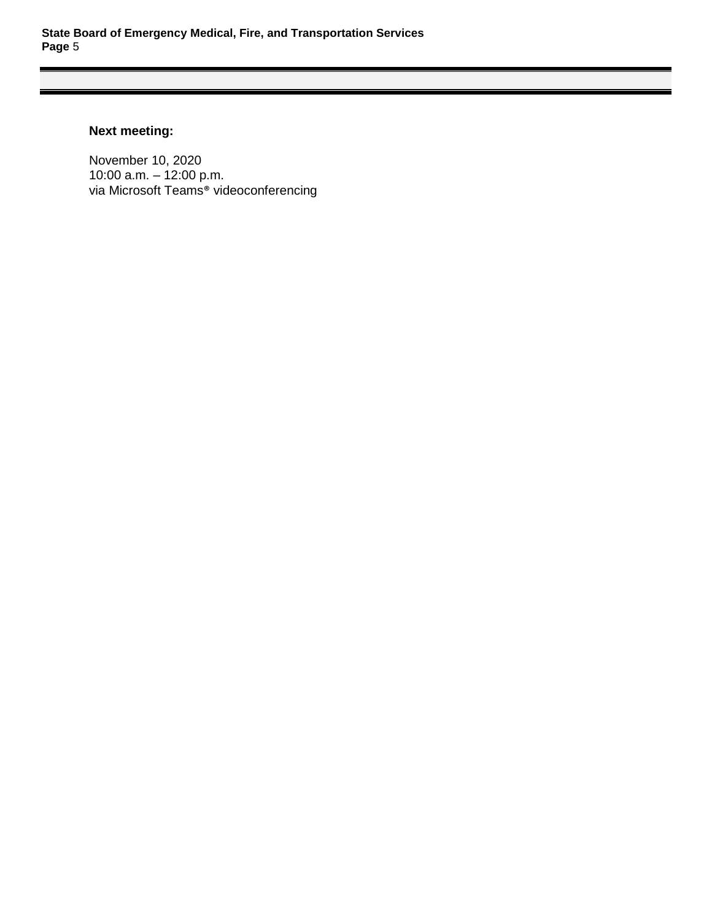**Next meeting:**

November 10, 2020
10:00 a.m. – 12:00 p.m.
via Microsoft Teams® videoconferencing